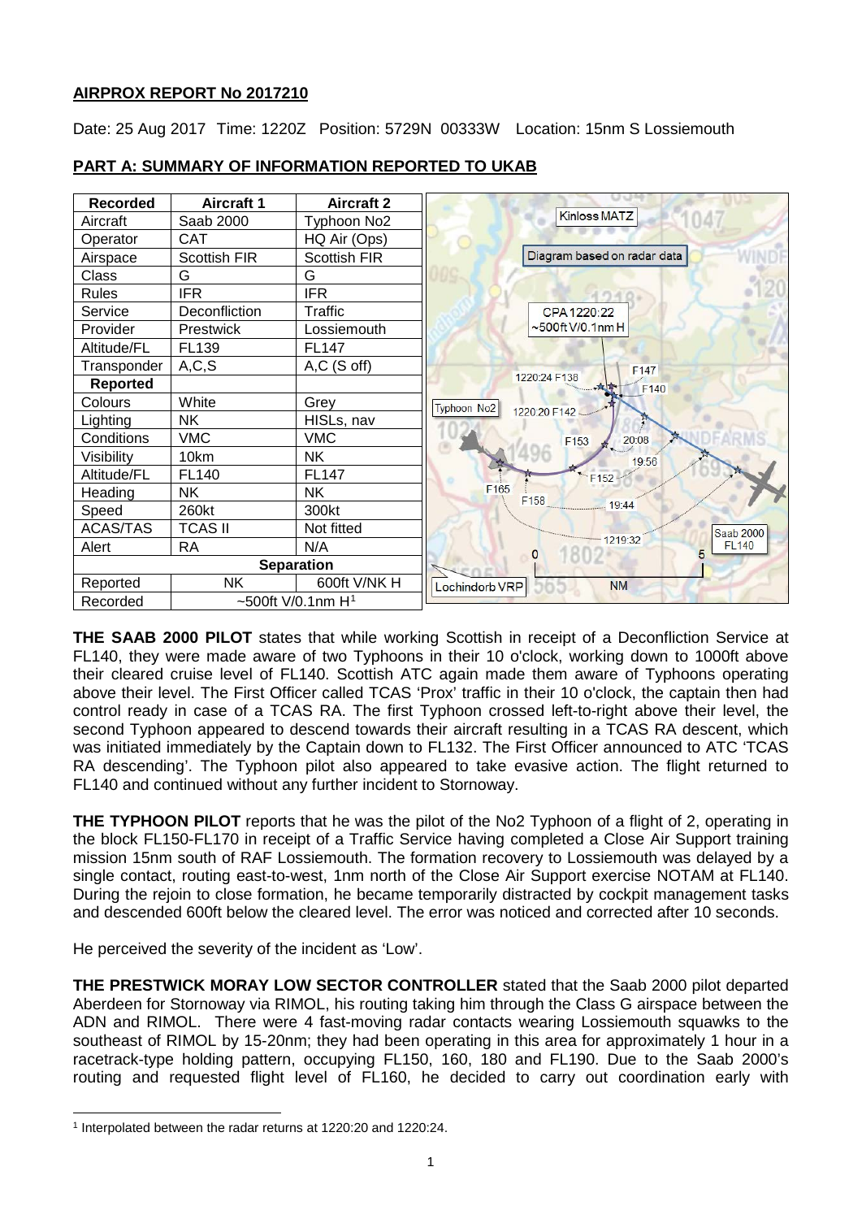**AIRPROX REPORT No 2017210**

Date: 25 Aug 2017 Time: 1220Z Position: 5729N 00333W Location: 15nm S Lossiemouth

## PART A: SUMMARY OF INFORMATION REPORTED TO UKAB

| Recorded | Aircraft 1 | Aircraft 2 |
|---|---|---|
| Aircraft | Saab 2000 | Typhoon No2 |
| Operator | CAT | HQ Air (Ops) |
| Airspace | Scottish FIR | Scottish FIR |
| Class | G | G |
| Rules | IFR | IFR |
| Service | Deconfliction | Traffic |
| Provider | Prestwick | Lossiemouth |
| Altitude/FL | FL139 | FL147 |
| Transponder | A,C,S | A,C (S off) |
| **Reported** | | |
| Colours | White | Grey |
| Lighting | NK | HISLs, nav |
| Conditions | VMC | VMC |
| Visibility | 10km | NK |
| Altitude/FL | FL140 | FL147 |
| Heading | NK | NK |
| Speed | 260kt | 300kt |
| ACAS/TAS | TCAS II | Not fitted |
| Alert | RA | N/A |
| **Separation** | | |
| Reported | NK | 600ft V/NK H |
| Recorded | ~500ft V/0.1nm H[1] | |

**THE SAAB 2000 PILOT** states that while working Scottish in receipt of a Deconfliction Service at FL140, they were made aware of two Typhoons in their 10 o'clock, working down to 1000ft above their cleared cruise level of FL140. Scottish ATC again made them aware of Typhoons operating above their level. The First Officer called TCAS 'Prox' traffic in their 10 o'clock, the captain then had control ready in case of a TCAS RA. The first Typhoon crossed left-to-right above their level, the second Typhoon appeared to descend towards their aircraft resulting in a TCAS RA descent, which was initiated immediately by the Captain down to FL132. The First Officer announced to ATC 'TCAS RA descending'. The Typhoon pilot also appeared to take evasive action. The flight returned to FL140 and continued without any further incident to Stornoway.

**THE TYPHOON PILOT** reports that he was the pilot of the No2 Typhoon of a flight of 2, operating in the block FL150-FL170 in receipt of a Traffic Service having completed a Close Air Support training mission 15nm south of RAF Lossiemouth. The formation recovery to Lossiemouth was delayed by a single contact, routing east-to-west, 1nm north of the Close Air Support exercise NOTAM at FL140. During the rejoin to close formation, he became temporarily distracted by cockpit management tasks and descended 600ft below the cleared level. The error was noticed and corrected after 10 seconds.

He perceived the severity of the incident as 'Low'.

**THE PRESTWICK MORAY LOW SECTOR CONTROLLER** stated that the Saab 2000 pilot departed Aberdeen for Stornoway via RIMOL, his routing taking him through the Class G airspace between the ADN and RIMOL. There were 4 fast-moving radar contacts wearing Lossiemouth squawks to the southeast of RIMOL by 15-20nm; they had been operating in this area for approximately 1 hour in a racetrack-type holding pattern, occupying FL150, 160, 180 and FL190. Due to the Saab 2000's routing and requested flight level of FL160, he decided to carry out coordination early with

[1] Interpolated between the radar returns at 1220:20 and 1220:24.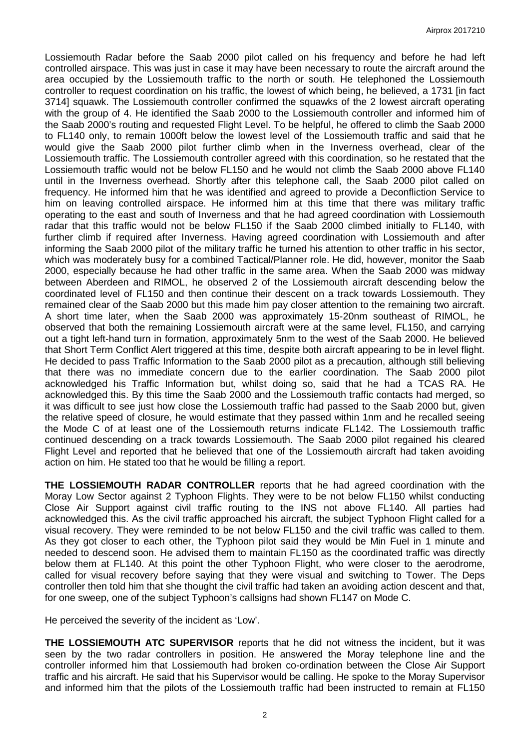Lossiemouth Radar before the Saab 2000 pilot called on his frequency and before he had left controlled airspace. This was just in case it may have been necessary to route the aircraft around the area occupied by the Lossiemouth traffic to the north or south. He telephoned the Lossiemouth controller to request coordination on his traffic, the lowest of which being, he believed, a 1731 [in fact 3714] squawk. The Lossiemouth controller confirmed the squawks of the 2 lowest aircraft operating with the group of 4. He identified the Saab 2000 to the Lossiemouth controller and informed him of the Saab 2000's routing and requested Flight Level. To be helpful, he offered to climb the Saab 2000 to FL140 only, to remain 1000ft below the lowest level of the Lossiemouth traffic and said that he would give the Saab 2000 pilot further climb when in the Inverness overhead, clear of the Lossiemouth traffic. The Lossiemouth controller agreed with this coordination, so he restated that the Lossiemouth traffic would not be below FL150 and he would not climb the Saab 2000 above FL140 until in the Inverness overhead. Shortly after this telephone call, the Saab 2000 pilot called on frequency. He informed him that he was identified and agreed to provide a Deconfliction Service to him on leaving controlled airspace. He informed him at this time that there was military traffic operating to the east and south of Inverness and that he had agreed coordination with Lossiemouth radar that this traffic would not be below FL150 if the Saab 2000 climbed initially to FL140, with further climb if required after Inverness. Having agreed coordination with Lossiemouth and after informing the Saab 2000 pilot of the military traffic he turned his attention to other traffic in his sector, which was moderately busy for a combined Tactical/Planner role. He did, however, monitor the Saab 2000, especially because he had other traffic in the same area. When the Saab 2000 was midway between Aberdeen and RIMOL, he observed 2 of the Lossiemouth aircraft descending below the coordinated level of FL150 and then continue their descent on a track towards Lossiemouth. They remained clear of the Saab 2000 but this made him pay closer attention to the remaining two aircraft. A short time later, when the Saab 2000 was approximately 15-20nm southeast of RIMOL, he observed that both the remaining Lossiemouth aircraft were at the same level, FL150, and carrying out a tight left-hand turn in formation, approximately 5nm to the west of the Saab 2000. He believed that Short Term Conflict Alert triggered at this time, despite both aircraft appearing to be in level flight. He decided to pass Traffic Information to the Saab 2000 pilot as a precaution, although still believing that there was no immediate concern due to the earlier coordination. The Saab 2000 pilot acknowledged his Traffic Information but, whilst doing so, said that he had a TCAS RA. He acknowledged this. By this time the Saab 2000 and the Lossiemouth traffic contacts had merged, so it was difficult to see just how close the Lossiemouth traffic had passed to the Saab 2000 but, given the relative speed of closure, he would estimate that they passed within 1nm and he recalled seeing the Mode C of at least one of the Lossiemouth returns indicate FL142. The Lossiemouth traffic continued descending on a track towards Lossiemouth. The Saab 2000 pilot regained his cleared Flight Level and reported that he believed that one of the Lossiemouth aircraft had taken avoiding action on him. He stated too that he would be filling a report.

**THE LOSSIEMOUTH RADAR CONTROLLER** reports that he had agreed coordination with the Moray Low Sector against 2 Typhoon Flights. They were to be not below FL150 whilst conducting Close Air Support against civil traffic routing to the INS not above FL140. All parties had acknowledged this. As the civil traffic approached his aircraft, the subject Typhoon Flight called for a visual recovery. They were reminded to be not below FL150 and the civil traffic was called to them. As they got closer to each other, the Typhoon pilot said they would be Min Fuel in 1 minute and needed to descend soon. He advised them to maintain FL150 as the coordinated traffic was directly below them at FL140. At this point the other Typhoon Flight, who were closer to the aerodrome, called for visual recovery before saying that they were visual and switching to Tower. The Deps controller then told him that she thought the civil traffic had taken an avoiding action descent and that, for one sweep, one of the subject Typhoon's callsigns had shown FL147 on Mode C.

He perceived the severity of the incident as 'Low'.

**THE LOSSIEMOUTH ATC SUPERVISOR** reports that he did not witness the incident, but it was seen by the two radar controllers in position. He answered the Moray telephone line and the controller informed him that Lossiemouth had broken co-ordination between the Close Air Support traffic and his aircraft. He said that his Supervisor would be calling. He spoke to the Moray Supervisor and informed him that the pilots of the Lossiemouth traffic had been instructed to remain at FL150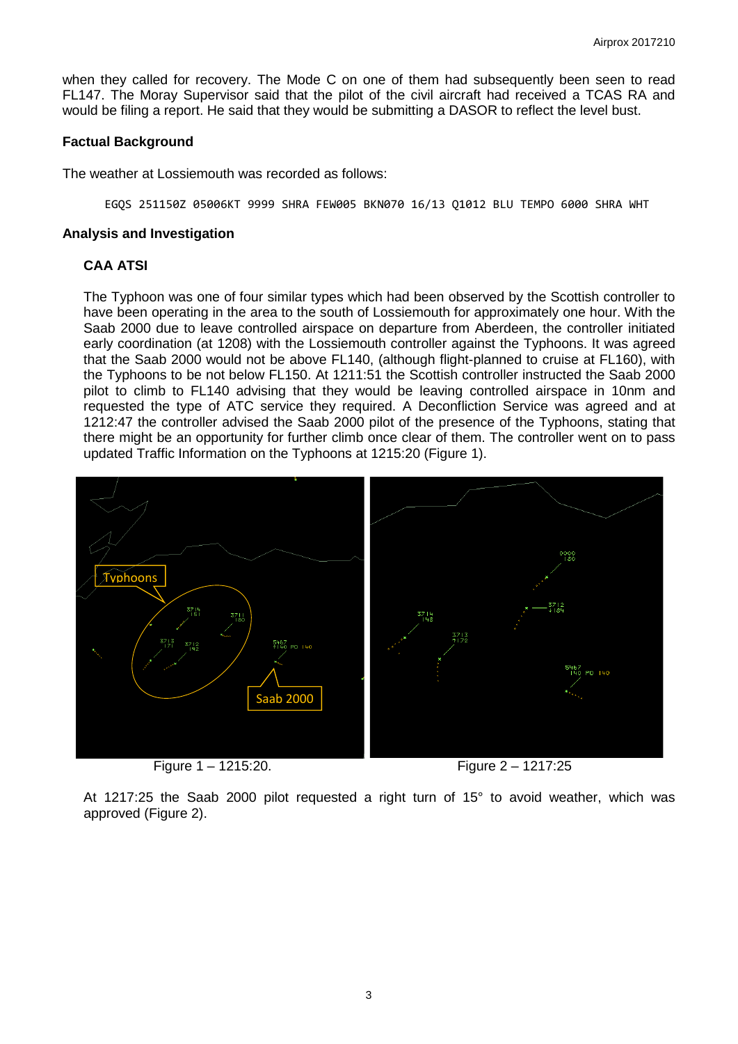when they called for recovery. The Mode C on one of them had subsequently been seen to read FL147. The Moray Supervisor said that the pilot of the civil aircraft had received a TCAS RA and would be filing a report. He said that they would be submitting a DASOR to reflect the level bust.

### Factual Background

The weather at Lossiemouth was recorded as follows:

```
EGQS 251150Z 05006KT 9999 SHRA FEW005 BKN070 16/13 Q1012 BLU TEMPO 6000 SHRA WHT
```

### Analysis and Investigation

#### CAA ATSI

The Typhoon was one of four similar types which had been observed by the Scottish controller to have been operating in the area to the south of Lossiemouth for approximately one hour. With the Saab 2000 due to leave controlled airspace on departure from Aberdeen, the controller initiated early coordination (at 1208) with the Lossiemouth controller against the Typhoons. It was agreed that the Saab 2000 would not be above FL140, (although flight-planned to cruise at FL160), with the Typhoons to be not below FL150. At 1211:51 the Scottish controller instructed the Saab 2000 pilot to climb to FL140 advising that they would be leaving controlled airspace in 10nm and requested the type of ATC service they required. A Deconfliction Service was agreed and at 1212:47 the controller advised the Saab 2000 pilot of the presence of the Typhoons, stating that there might be an opportunity for further climb once clear of them. The controller went on to pass updated Traffic Information on the Typhoons at 1215:20 (Figure 1).

Figure 1 – 1215:20.

Figure 2 – 1217:25

At 1217:25 the Saab 2000 pilot requested a right turn of 15° to avoid weather, which was approved (Figure 2).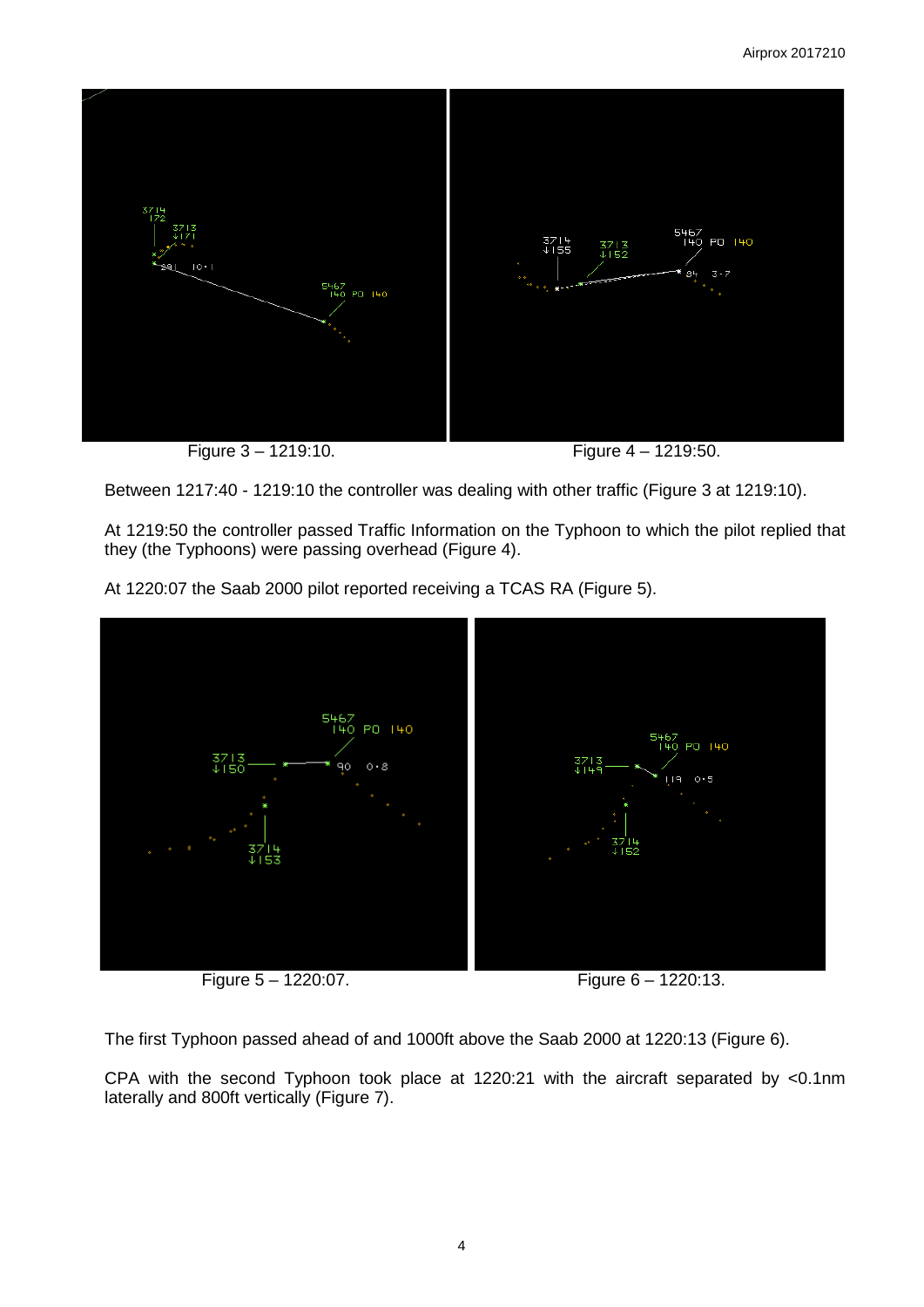Figure 3 – 1219:10.

Figure 4 – 1219:50.

Between 1217:40 - 1219:10 the controller was dealing with other traffic (Figure 3 at 1219:10).

At 1219:50 the controller passed Traffic Information on the Typhoon to which the pilot replied that they (the Typhoons) were passing overhead (Figure 4).

At 1220:07 the Saab 2000 pilot reported receiving a TCAS RA (Figure 5).

Figure 5 – 1220:07.

Figure 6 – 1220:13.

The first Typhoon passed ahead of and 1000ft above the Saab 2000 at 1220:13 (Figure 6).

CPA with the second Typhoon took place at 1220:21 with the aircraft separated by <0.1nm laterally and 800ft vertically (Figure 7).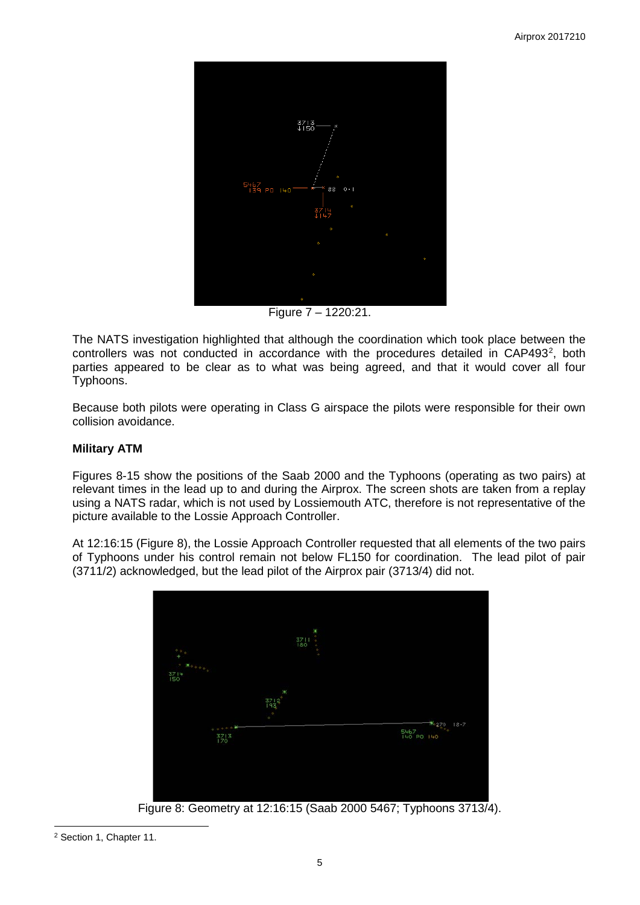Figure 7 – 1220:21.

The NATS investigation highlighted that although the coordination which took place between the controllers was not conducted in accordance with the procedures detailed in CAP493[2], both parties appeared to be clear as to what was being agreed, and that it would cover all four Typhoons.

Because both pilots were operating in Class G airspace the pilots were responsible for their own collision avoidance.

**Military ATM**

Figures 8-15 show the positions of the Saab 2000 and the Typhoons (operating as two pairs) at relevant times in the lead up to and during the Airprox. The screen shots are taken from a replay using a NATS radar, which is not used by Lossiemouth ATC, therefore is not representative of the picture available to the Lossie Approach Controller.

At 12:16:15 (Figure 8), the Lossie Approach Controller requested that all elements of the two pairs of Typhoons under his control remain not below FL150 for coordination. The lead pilot of pair (3711/2) acknowledged, but the lead pilot of the Airprox pair (3713/4) did not.

Figure 8: Geometry at 12:16:15 (Saab 2000 5467; Typhoons 3713/4).

[2] Section 1, Chapter 11.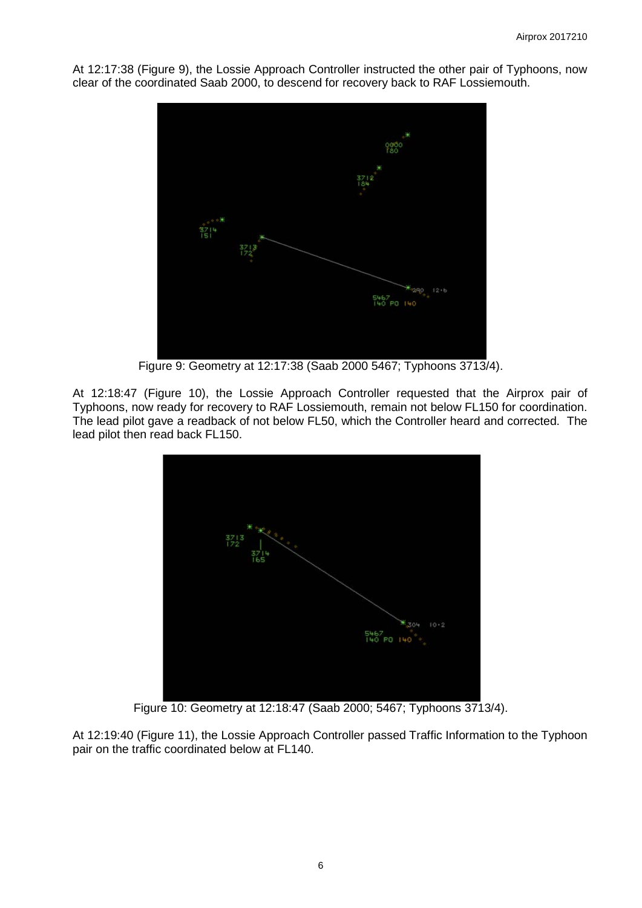At 12:17:38 (Figure 9), the Lossie Approach Controller instructed the other pair of Typhoons, now clear of the coordinated Saab 2000, to descend for recovery back to RAF Lossiemouth.

Figure 9: Geometry at 12:17:38 (Saab 2000 5467; Typhoons 3713/4).

At 12:18:47 (Figure 10), the Lossie Approach Controller requested that the Airprox pair of Typhoons, now ready for recovery to RAF Lossiemouth, remain not below FL150 for coordination. The lead pilot gave a readback of not below FL50, which the Controller heard and corrected. The lead pilot then read back FL150.

Figure 10: Geometry at 12:18:47 (Saab 2000; 5467; Typhoons 3713/4).

At 12:19:40 (Figure 11), the Lossie Approach Controller passed Traffic Information to the Typhoon pair on the traffic coordinated below at FL140.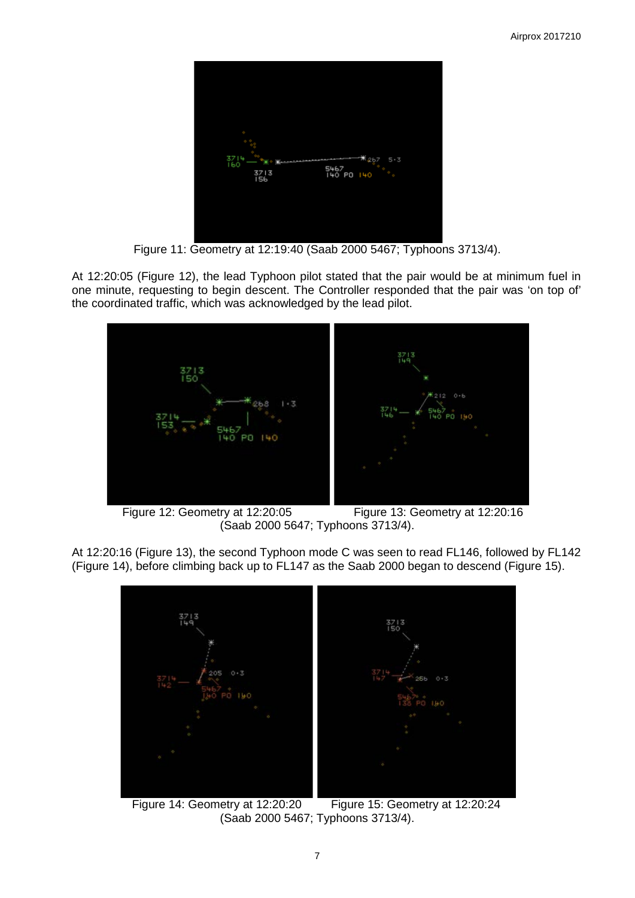Figure 11: Geometry at 12:19:40 (Saab 2000 5467; Typhoons 3713/4).

At 12:20:05 (Figure 12), the lead Typhoon pilot stated that the pair would be at minimum fuel in one minute, requesting to begin descent. The Controller responded that the pair was 'on top of' the coordinated traffic, which was acknowledged by the lead pilot.

Figure 12: Geometry at 12:20:05 Figure 13: Geometry at 12:20:16 (Saab 2000 5647; Typhoons 3713/4).

At 12:20:16 (Figure 13), the second Typhoon mode C was seen to read FL146, followed by FL142 (Figure 14), before climbing back up to FL147 as the Saab 2000 began to descend (Figure 15).

Figure 14: Geometry at 12:20:20 Figure 15: Geometry at 12:20:24 (Saab 2000 5467; Typhoons 3713/4).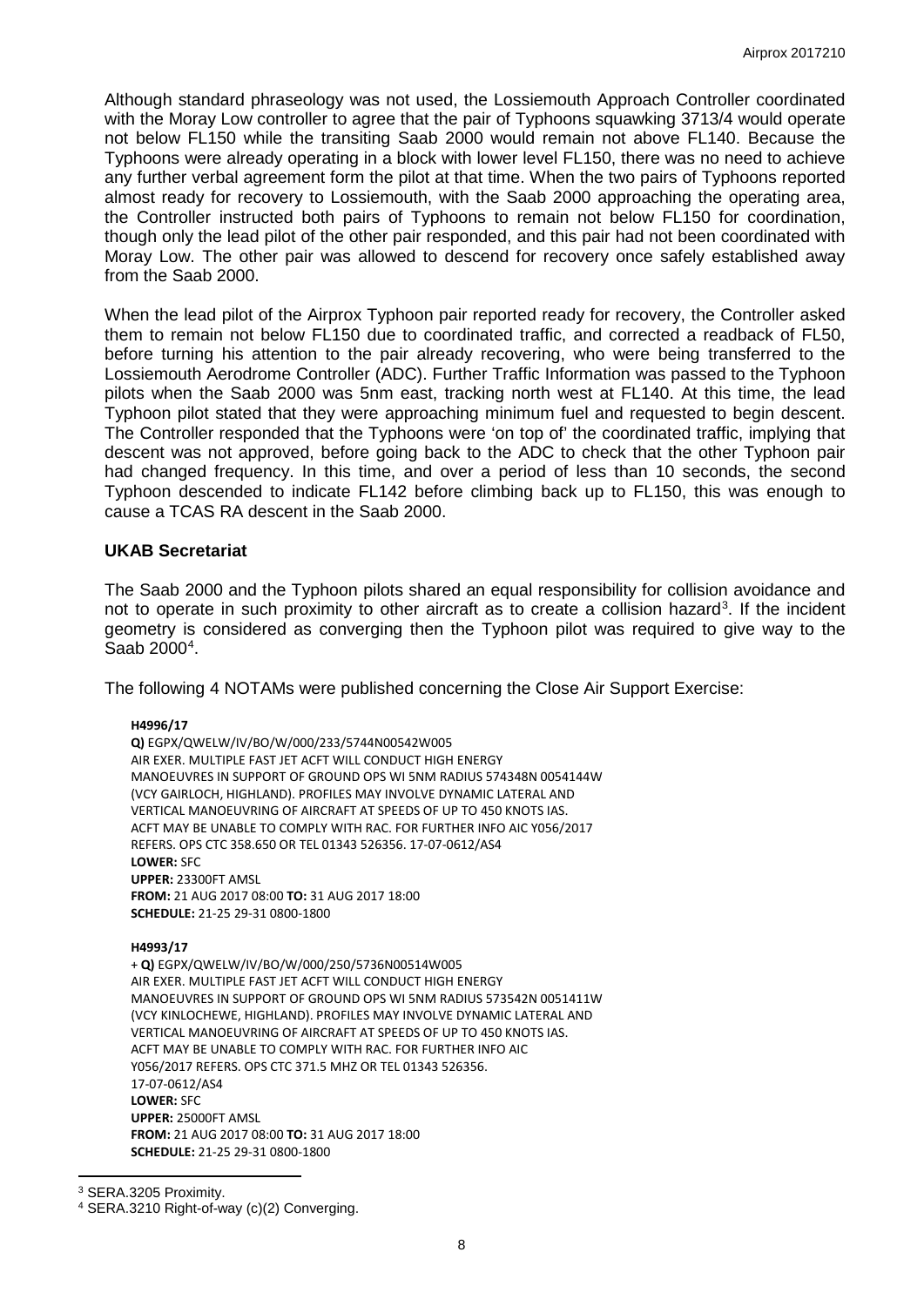Although standard phraseology was not used, the Lossiemouth Approach Controller coordinated with the Moray Low controller to agree that the pair of Typhoons squawking 3713/4 would operate not below FL150 while the transiting Saab 2000 would remain not above FL140. Because the Typhoons were already operating in a block with lower level FL150, there was no need to achieve any further verbal agreement form the pilot at that time. When the two pairs of Typhoons reported almost ready for recovery to Lossiemouth, with the Saab 2000 approaching the operating area, the Controller instructed both pairs of Typhoons to remain not below FL150 for coordination, though only the lead pilot of the other pair responded, and this pair had not been coordinated with Moray Low. The other pair was allowed to descend for recovery once safely established away from the Saab 2000.

When the lead pilot of the Airprox Typhoon pair reported ready for recovery, the Controller asked them to remain not below FL150 due to coordinated traffic, and corrected a readback of FL50, before turning his attention to the pair already recovering, who were being transferred to the Lossiemouth Aerodrome Controller (ADC). Further Traffic Information was passed to the Typhoon pilots when the Saab 2000 was 5nm east, tracking north west at FL140. At this time, the lead Typhoon pilot stated that they were approaching minimum fuel and requested to begin descent. The Controller responded that the Typhoons were 'on top of' the coordinated traffic, implying that descent was not approved, before going back to the ADC to check that the other Typhoon pair had changed frequency. In this time, and over a period of less than 10 seconds, the second Typhoon descended to indicate FL142 before climbing back up to FL150, this was enough to cause a TCAS RA descent in the Saab 2000.

## UKAB Secretariat

The Saab 2000 and the Typhoon pilots shared an equal responsibility for collision avoidance and not to operate in such proximity to other aircraft as to create a collision hazard[3]. If the incident geometry is considered as converging then the Typhoon pilot was required to give way to the Saab 2000[4].

The following 4 NOTAMs were published concerning the Close Air Support Exercise:

**H4996/17**
**Q)** EGPX/QWELW/IV/BO/W/000/233/5744N00542W005
AIR EXER. MULTIPLE FAST JET ACFT WILL CONDUCT HIGH ENERGY MANOEUVRES IN SUPPORT OF GROUND OPS WI 5NM RADIUS 574348N 0054144W (VCY GAIRLOCH, HIGHLAND). PROFILES MAY INVOLVE DYNAMIC LATERAL AND VERTICAL MANOEUVRING OF AIRCRAFT AT SPEEDS OF UP TO 450 KNOTS IAS. ACFT MAY BE UNABLE TO COMPLY WITH RAC. FOR FURTHER INFO AIC Y056/2017 REFERS. OPS CTC 358.650 OR TEL 01343 526356. 17-07-0612/AS4
**LOWER:** SFC
**UPPER:** 23300FT AMSL
**FROM:** 21 AUG 2017 08:00 **TO:** 31 AUG 2017 18:00
**SCHEDULE:** 21-25 29-31 0800-1800

**H4993/17**
+ **Q)** EGPX/QWELW/IV/BO/W/000/250/5736N00514W005
AIR EXER. MULTIPLE FAST JET ACFT WILL CONDUCT HIGH ENERGY MANOEUVRES IN SUPPORT OF GROUND OPS WI 5NM RADIUS 573542N 0051411W (VCY KINLOCHEWE, HIGHLAND). PROFILES MAY INVOLVE DYNAMIC LATERAL AND VERTICAL MANOEUVRING OF AIRCRAFT AT SPEEDS OF UP TO 450 KNOTS IAS. ACFT MAY BE UNABLE TO COMPLY WITH RAC. FOR FURTHER INFO AIC Y056/2017 REFERS. OPS CTC 371.5 MHZ OR TEL 01343 526356. 17-07-0612/AS4
**LOWER:** SFC
**UPPER:** 25000FT AMSL
**FROM:** 21 AUG 2017 08:00 **TO:** 31 AUG 2017 18:00
**SCHEDULE:** 21-25 29-31 0800-1800

---

[3] SERA.3205 Proximity.

[4] SERA.3210 Right-of-way (c)(2) Converging.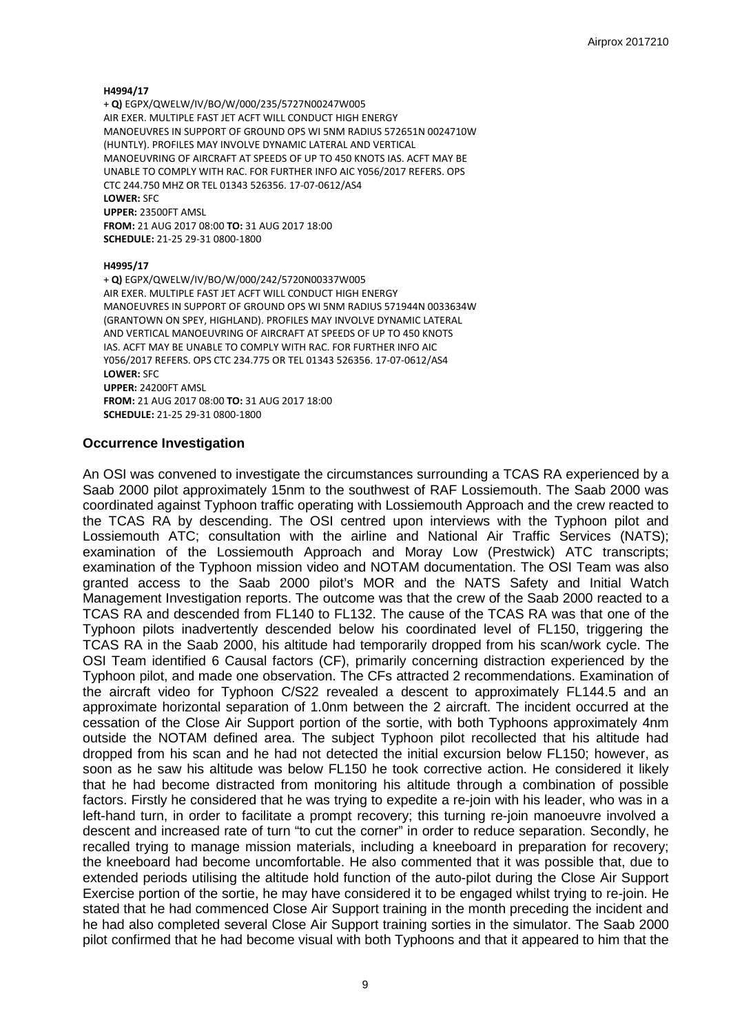**H4994/17**

+ **Q)** EGPX/QWELW/IV/BO/W/000/235/5727N00247W005
AIR EXER. MULTIPLE FAST JET ACFT WILL CONDUCT HIGH ENERGY MANOEUVRES IN SUPPORT OF GROUND OPS WI 5NM RADIUS 572651N 0024710W (HUNTLY). PROFILES MAY INVOLVE DYNAMIC LATERAL AND VERTICAL MANOEUVRING OF AIRCRAFT AT SPEEDS OF UP TO 450 KNOTS IAS. ACFT MAY BE UNABLE TO COMPLY WITH RAC. FOR FURTHER INFO AIC Y056/2017 REFERS. OPS CTC 244.750 MHZ OR TEL 01343 526356. 17-07-0612/AS4
**LOWER:** SFC
**UPPER:** 23500FT AMSL
**FROM:** 21 AUG 2017 08:00 **TO:** 31 AUG 2017 18:00
**SCHEDULE:** 21-25 29-31 0800-1800

**H4995/17**

+ **Q)** EGPX/QWELW/IV/BO/W/000/242/5720N00337W005
AIR EXER. MULTIPLE FAST JET ACFT WILL CONDUCT HIGH ENERGY MANOEUVRES IN SUPPORT OF GROUND OPS WI 5NM RADIUS 571944N 0033634W (GRANTOWN ON SPEY, HIGHLAND). PROFILES MAY INVOLVE DYNAMIC LATERAL AND VERTICAL MANOEUVRING OF AIRCRAFT AT SPEEDS OF UP TO 450 KNOTS IAS. ACFT MAY BE UNABLE TO COMPLY WITH RAC. FOR FURTHER INFO AIC Y056/2017 REFERS. OPS CTC 234.775 OR TEL 01343 526356. 17-07-0612/AS4
**LOWER:** SFC
**UPPER:** 24200FT AMSL
**FROM:** 21 AUG 2017 08:00 **TO:** 31 AUG 2017 18:00
**SCHEDULE:** 21-25 29-31 0800-1800

## Occurrence Investigation

An OSI was convened to investigate the circumstances surrounding a TCAS RA experienced by a Saab 2000 pilot approximately 15nm to the southwest of RAF Lossiemouth. The Saab 2000 was coordinated against Typhoon traffic operating with Lossiemouth Approach and the crew reacted to the TCAS RA by descending. The OSI centred upon interviews with the Typhoon pilot and Lossiemouth ATC; consultation with the airline and National Air Traffic Services (NATS); examination of the Lossiemouth Approach and Moray Low (Prestwick) ATC transcripts; examination of the Typhoon mission video and NOTAM documentation. The OSI Team was also granted access to the Saab 2000 pilot's MOR and the NATS Safety and Initial Watch Management Investigation reports. The outcome was that the crew of the Saab 2000 reacted to a TCAS RA and descended from FL140 to FL132. The cause of the TCAS RA was that one of the Typhoon pilots inadvertently descended below his coordinated level of FL150, triggering the TCAS RA in the Saab 2000, his altitude had temporarily dropped from his scan/work cycle. The OSI Team identified 6 Causal factors (CF), primarily concerning distraction experienced by the Typhoon pilot, and made one observation. The CFs attracted 2 recommendations. Examination of the aircraft video for Typhoon C/S22 revealed a descent to approximately FL144.5 and an approximate horizontal separation of 1.0nm between the 2 aircraft. The incident occurred at the cessation of the Close Air Support portion of the sortie, with both Typhoons approximately 4nm outside the NOTAM defined area. The subject Typhoon pilot recollected that his altitude had dropped from his scan and he had not detected the initial excursion below FL150; however, as soon as he saw his altitude was below FL150 he took corrective action. He considered it likely that he had become distracted from monitoring his altitude through a combination of possible factors. Firstly he considered that he was trying to expedite a re-join with his leader, who was in a left-hand turn, in order to facilitate a prompt recovery; this turning re-join manoeuvre involved a descent and increased rate of turn "to cut the corner" in order to reduce separation. Secondly, he recalled trying to manage mission materials, including a kneeboard in preparation for recovery; the kneeboard had become uncomfortable. He also commented that it was possible that, due to extended periods utilising the altitude hold function of the auto-pilot during the Close Air Support Exercise portion of the sortie, he may have considered it to be engaged whilst trying to re-join. He stated that he had commenced Close Air Support training in the month preceding the incident and he had also completed several Close Air Support training sorties in the simulator. The Saab 2000 pilot confirmed that he had become visual with both Typhoons and that it appeared to him that the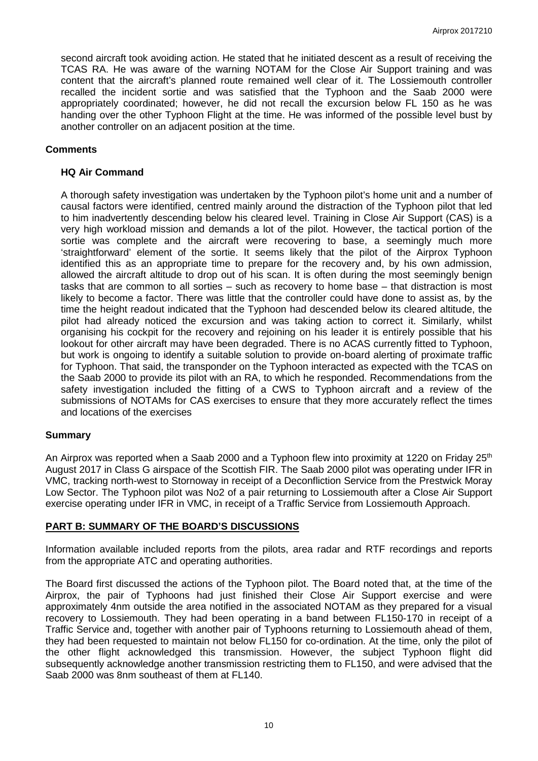second aircraft took avoiding action. He stated that he initiated descent as a result of receiving the TCAS RA. He was aware of the warning NOTAM for the Close Air Support training and was content that the aircraft's planned route remained well clear of it. The Lossiemouth controller recalled the incident sortie and was satisfied that the Typhoon and the Saab 2000 were appropriately coordinated; however, he did not recall the excursion below FL 150 as he was handing over the other Typhoon Flight at the time. He was informed of the possible level bust by another controller on an adjacent position at the time.

## Comments

### HQ Air Command

A thorough safety investigation was undertaken by the Typhoon pilot's home unit and a number of causal factors were identified, centred mainly around the distraction of the Typhoon pilot that led to him inadvertently descending below his cleared level. Training in Close Air Support (CAS) is a very high workload mission and demands a lot of the pilot. However, the tactical portion of the sortie was complete and the aircraft were recovering to base, a seemingly much more 'straightforward' element of the sortie. It seems likely that the pilot of the Airprox Typhoon identified this as an appropriate time to prepare for the recovery and, by his own admission, allowed the aircraft altitude to drop out of his scan. It is often during the most seemingly benign tasks that are common to all sorties – such as recovery to home base – that distraction is most likely to become a factor. There was little that the controller could have done to assist as, by the time the height readout indicated that the Typhoon had descended below its cleared altitude, the pilot had already noticed the excursion and was taking action to correct it. Similarly, whilst organising his cockpit for the recovery and rejoining on his leader it is entirely possible that his lookout for other aircraft may have been degraded. There is no ACAS currently fitted to Typhoon, but work is ongoing to identify a suitable solution to provide on-board alerting of proximate traffic for Typhoon. That said, the transponder on the Typhoon interacted as expected with the TCAS on the Saab 2000 to provide its pilot with an RA, to which he responded. Recommendations from the safety investigation included the fitting of a CWS to Typhoon aircraft and a review of the submissions of NOTAMs for CAS exercises to ensure that they more accurately reflect the times and locations of the exercises

## Summary

An Airprox was reported when a Saab 2000 and a Typhoon flew into proximity at 1220 on Friday 25th August 2017 in Class G airspace of the Scottish FIR. The Saab 2000 pilot was operating under IFR in VMC, tracking north-west to Stornoway in receipt of a Deconfliction Service from the Prestwick Moray Low Sector. The Typhoon pilot was No2 of a pair returning to Lossiemouth after a Close Air Support exercise operating under IFR in VMC, in receipt of a Traffic Service from Lossiemouth Approach.

## PART B: SUMMARY OF THE BOARD'S DISCUSSIONS

Information available included reports from the pilots, area radar and RTF recordings and reports from the appropriate ATC and operating authorities.

The Board first discussed the actions of the Typhoon pilot. The Board noted that, at the time of the Airprox, the pair of Typhoons had just finished their Close Air Support exercise and were approximately 4nm outside the area notified in the associated NOTAM as they prepared for a visual recovery to Lossiemouth. They had been operating in a band between FL150-170 in receipt of a Traffic Service and, together with another pair of Typhoons returning to Lossiemouth ahead of them, they had been requested to maintain not below FL150 for co-ordination. At the time, only the pilot of the other flight acknowledged this transmission. However, the subject Typhoon flight did subsequently acknowledge another transmission restricting them to FL150, and were advised that the Saab 2000 was 8nm southeast of them at FL140.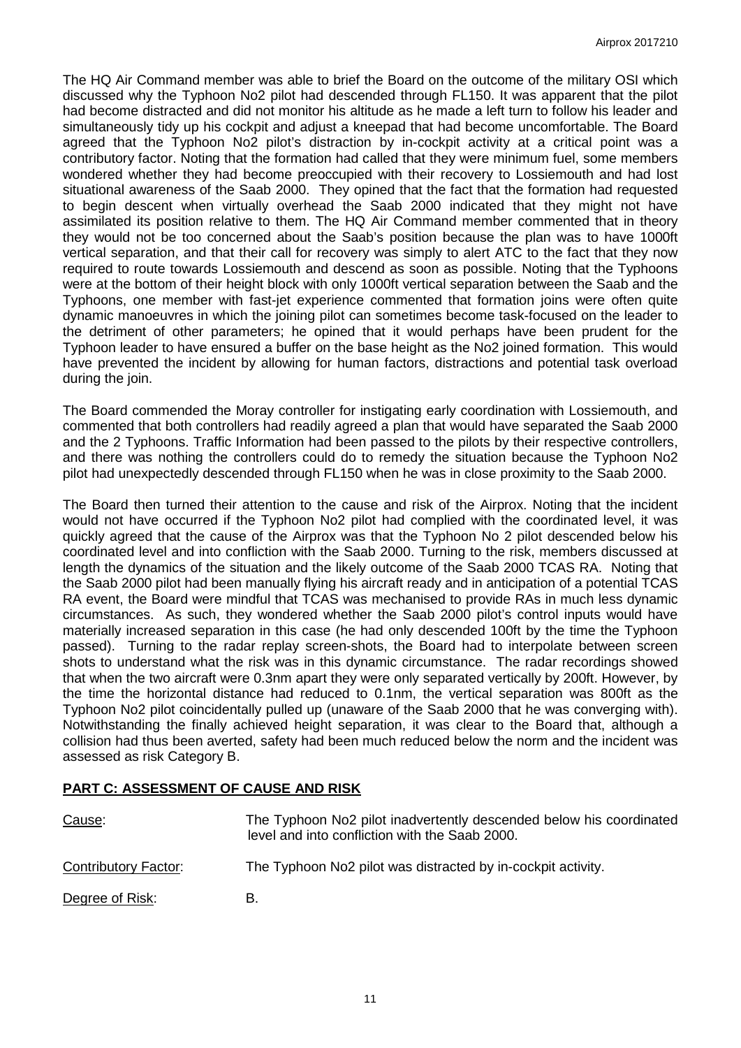The HQ Air Command member was able to brief the Board on the outcome of the military OSI which discussed why the Typhoon No2 pilot had descended through FL150. It was apparent that the pilot had become distracted and did not monitor his altitude as he made a left turn to follow his leader and simultaneously tidy up his cockpit and adjust a kneepad that had become uncomfortable. The Board agreed that the Typhoon No2 pilot's distraction by in-cockpit activity at a critical point was a contributory factor. Noting that the formation had called that they were minimum fuel, some members wondered whether they had become preoccupied with their recovery to Lossiemouth and had lost situational awareness of the Saab 2000. They opined that the fact that the formation had requested to begin descent when virtually overhead the Saab 2000 indicated that they might not have assimilated its position relative to them. The HQ Air Command member commented that in theory they would not be too concerned about the Saab's position because the plan was to have 1000ft vertical separation, and that their call for recovery was simply to alert ATC to the fact that they now required to route towards Lossiemouth and descend as soon as possible. Noting that the Typhoons were at the bottom of their height block with only 1000ft vertical separation between the Saab and the Typhoons, one member with fast-jet experience commented that formation joins were often quite dynamic manoeuvres in which the joining pilot can sometimes become task-focused on the leader to the detriment of other parameters; he opined that it would perhaps have been prudent for the Typhoon leader to have ensured a buffer on the base height as the No2 joined formation. This would have prevented the incident by allowing for human factors, distractions and potential task overload during the join.

The Board commended the Moray controller for instigating early coordination with Lossiemouth, and commented that both controllers had readily agreed a plan that would have separated the Saab 2000 and the 2 Typhoons. Traffic Information had been passed to the pilots by their respective controllers, and there was nothing the controllers could do to remedy the situation because the Typhoon No2 pilot had unexpectedly descended through FL150 when he was in close proximity to the Saab 2000.

The Board then turned their attention to the cause and risk of the Airprox. Noting that the incident would not have occurred if the Typhoon No2 pilot had complied with the coordinated level, it was quickly agreed that the cause of the Airprox was that the Typhoon No 2 pilot descended below his coordinated level and into confliction with the Saab 2000. Turning to the risk, members discussed at length the dynamics of the situation and the likely outcome of the Saab 2000 TCAS RA. Noting that the Saab 2000 pilot had been manually flying his aircraft ready and in anticipation of a potential TCAS RA event, the Board were mindful that TCAS was mechanised to provide RAs in much less dynamic circumstances. As such, they wondered whether the Saab 2000 pilot's control inputs would have materially increased separation in this case (he had only descended 100ft by the time the Typhoon passed). Turning to the radar replay screen-shots, the Board had to interpolate between screen shots to understand what the risk was in this dynamic circumstance. The radar recordings showed that when the two aircraft were 0.3nm apart they were only separated vertically by 200ft. However, by the time the horizontal distance had reduced to 0.1nm, the vertical separation was 800ft as the Typhoon No2 pilot coincidentally pulled up (unaware of the Saab 2000 that he was converging with). Notwithstanding the finally achieved height separation, it was clear to the Board that, although a collision had thus been averted, safety had been much reduced below the norm and the incident was assessed as risk Category B.

## PART C: ASSESSMENT OF CAUSE AND RISK

Cause: The Typhoon No2 pilot inadvertently descended below his coordinated level and into confliction with the Saab 2000.

Contributory Factor: The Typhoon No2 pilot was distracted by in-cockpit activity.

Degree of Risk: B.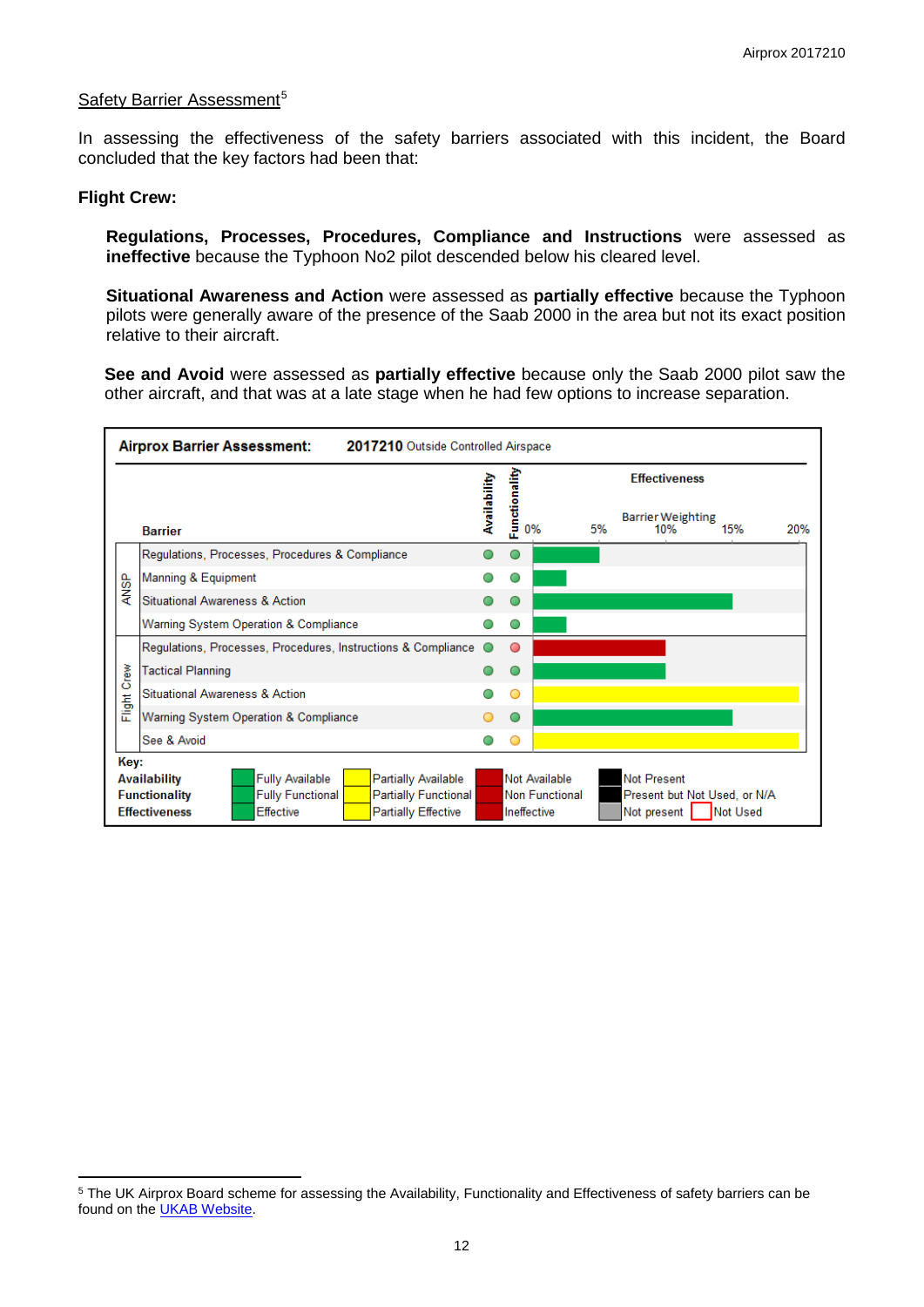Safety Barrier Assessment[5]

In assessing the effectiveness of the safety barriers associated with this incident, the Board concluded that the key factors had been that:

**Flight Crew:**

**Regulations, Processes, Procedures, Compliance and Instructions** were assessed as **ineffective** because the Typhoon No2 pilot descended below his cleared level.

**Situational Awareness and Action** were assessed as **partially effective** because the Typhoon pilots were generally aware of the presence of the Saab 2000 in the area but not its exact position relative to their aircraft.

**See and Avoid** were assessed as **partially effective** because only the Saab 2000 pilot saw the other aircraft, and that was at a late stage when he had few options to increase separation.

**Airprox Barrier Assessment:** **2017210** Outside Controlled Airspace

Barrier
Availability
Functionality
Effectiveness
Barrier Weighting
0%
5%
10%
15%
20%

ANSP
Regulations, Processes, Procedures & Compliance
Manning & Equipment
Situational Awareness & Action
Warning System Operation & Compliance

Flight Crew
Regulations, Processes, Procedures, Instructions & Compliance
Tactical Planning
Situational Awareness & Action
Warning System Operation & Compliance
See & Avoid

Key:
Availability: Fully Available / Partially Available / Not Available / Not Present
Functionality: Fully Functional / Partially Functional / Non Functional / Present but Not Used, or N/A
Effectiveness: Effective / Partially Effective / Ineffective / Not present / Not Used

[5] The UK Airprox Board scheme for assessing the Availability, Functionality and Effectiveness of safety barriers can be found on the UKAB Website.